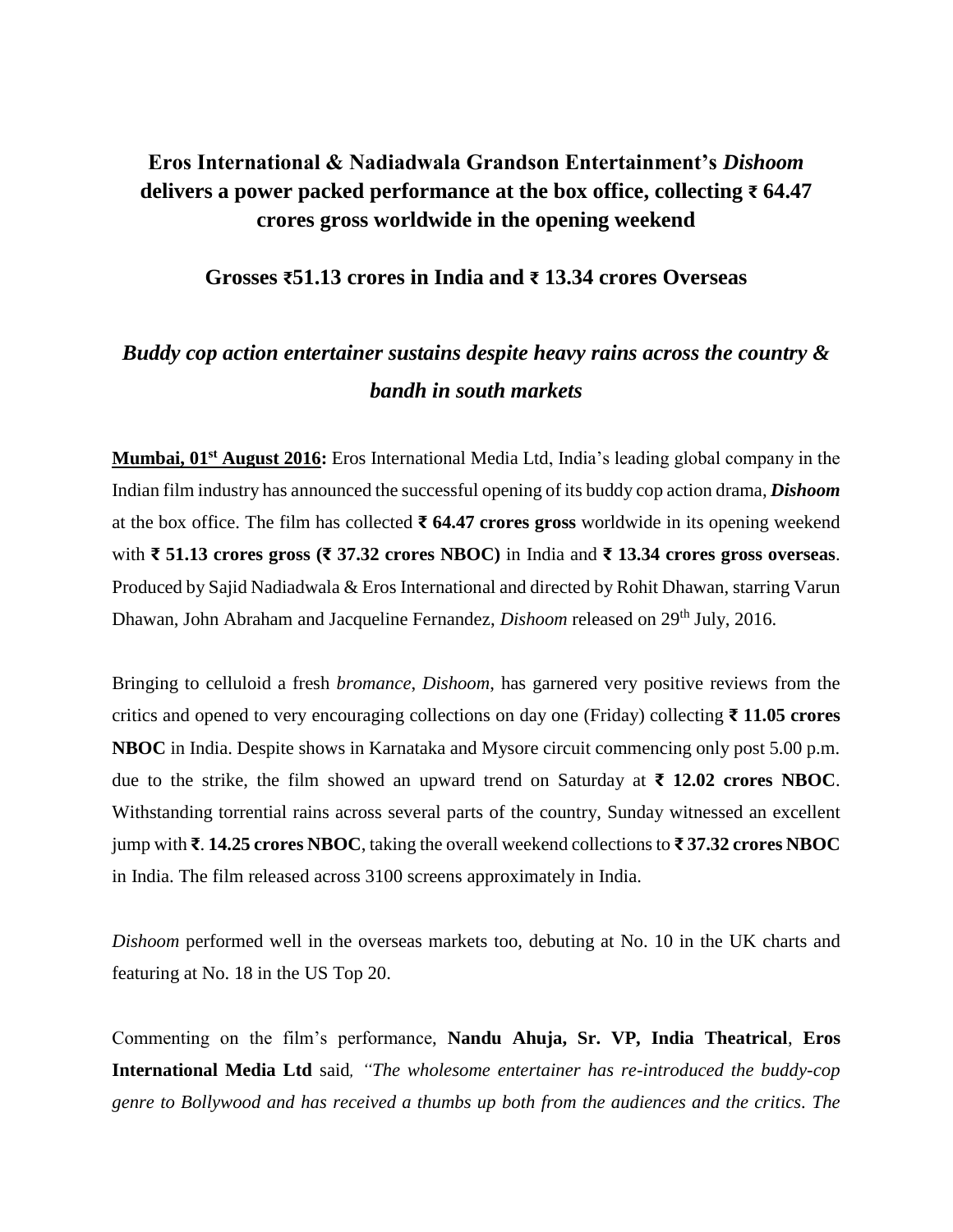# Eros International & Nadiadwala Grandson Entertainment's *Dishoom* delivers a power packed performance at the box office, collecting ₹ 64.47 crores gross worldwide in the opening weekend

## Grosses ₹51.13 crores in India and ₹ 13.34 crores Overseas

## *Buddy cop action entertainer sustains despite heavy rains across the country & bandh in south markets*

**Mumbai, 01st August 2016:** Eros International Media Ltd, India's leading global company in the Indian film industry has announced the successful opening of its buddy cop action drama, ***Dishoom*** at the box office. The film has collected **₹ 64.47 crores gross** worldwide in its opening weekend with **₹ 51.13 crores gross (₹ 37.32 crores NBOC)** in India and **₹ 13.34 crores gross overseas**. Produced by Sajid Nadiadwala & Eros International and directed by Rohit Dhawan, starring Varun Dhawan, John Abraham and Jacqueline Fernandez, *Dishoom* released on 29th July, 2016.

Bringing to celluloid a fresh *bromance*, *Dishoom*, has garnered very positive reviews from the critics and opened to very encouraging collections on day one (Friday) collecting **₹ 11.05 crores NBOC** in India. Despite shows in Karnataka and Mysore circuit commencing only post 5.00 p.m. due to the strike, the film showed an upward trend on Saturday at **₹ 12.02 crores NBOC**. Withstanding torrential rains across several parts of the country, Sunday witnessed an excellent jump with **₹. 14.25 crores NBOC**, taking the overall weekend collections to **₹ 37.32 crores NBOC** in India. The film released across 3100 screens approximately in India.

*Dishoom* performed well in the overseas markets too, debuting at No. 10 in the UK charts and featuring at No. 18 in the US Top 20.

Commenting on the film's performance, **Nandu Ahuja, Sr. VP, India Theatrical**, **Eros International Media Ltd** said, *"The wholesome entertainer has re-introduced the buddy-cop genre to Bollywood and has received a thumbs up both from the audiences and the critics. The*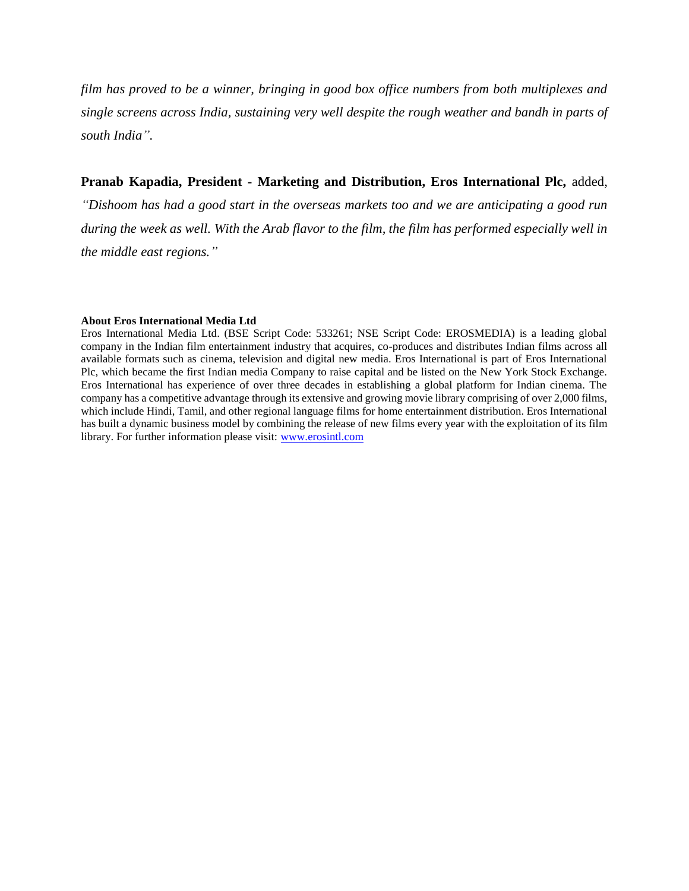*film has proved to be a winner, bringing in good box office numbers from both multiplexes and single screens across India, sustaining very well despite the rough weather and bandh in parts of south India".*

**Pranab Kapadia, President - Marketing and Distribution, Eros International Plc,** added, *"Dishoom has had a good start in the overseas markets too and we are anticipating a good run during the week as well. With the Arab flavor to the film, the film has performed especially well in the middle east regions."*

**About Eros International Media Ltd**

Eros International Media Ltd. (BSE Script Code: 533261; NSE Script Code: EROSMEDIA) is a leading global company in the Indian film entertainment industry that acquires, co-produces and distributes Indian films across all available formats such as cinema, television and digital new media. Eros International is part of Eros International Plc, which became the first Indian media Company to raise capital and be listed on the New York Stock Exchange. Eros International has experience of over three decades in establishing a global platform for Indian cinema. The company has a competitive advantage through its extensive and growing movie library comprising of over 2,000 films, which include Hindi, Tamil, and other regional language films for home entertainment distribution. Eros International has built a dynamic business model by combining the release of new films every year with the exploitation of its film library. For further information please visit: [www.erosintl.com](http://www.erosintl.com)